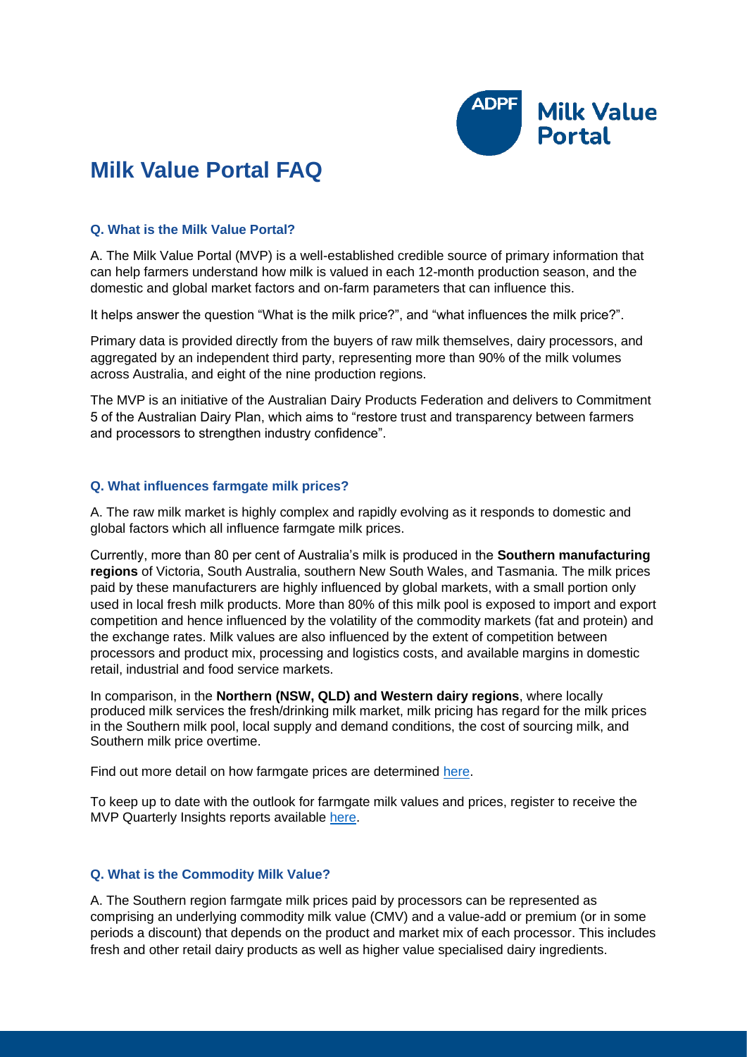# Milk Value Portal FAQ

### Q. What is the Milk Value Portal?

A. The Milk Value Portal (MVP) is a well-established credible source of primary information that can help farmers understand how milk is valued in each 12-month production season, and the domestic and global market factors and on-farm parameters that can influence this.

It helps answer the question "What is the milk price?", and "what influences the milk price?".

Primary data is provided directly from the buyers of raw milk themselves, dairy processors, and aggregated by an independent third party, representing more than 90% of the milk volumes across Australia, and eight of the nine production regions.

The MVP is an initiative of the Australian Dairy Products Federation and delivers to Commitment 5 of the Australian Dairy Plan, which aims to "restore trust and transparency between farmers and processors to strengthen industry confidence".

### Q. What influences farmgate milk prices?

A. The raw milk market is highly complex and rapidly evolving as it responds to domestic and global factors which all influence farmgate milk prices.

Currently, more than 80 per cent of Australia's milk is produced in the **Southern manufacturing regions** of Victoria, South Australia, southern New South Wales, and Tasmania. The milk prices paid by these manufacturers are highly influenced by global markets, with a small portion only used in local fresh milk products. More than 80% of this milk pool is exposed to import and export competition and hence influenced by the volatility of the commodity markets (fat and protein) and the exchange rates. Milk values are also influenced by the extent of competition between processors and product mix, processing and logistics costs, and available margins in domestic retail, industrial and food service markets.

In comparison, in the **Northern (NSW, QLD) and Western dairy regions**, where locally produced milk services the fresh/drinking milk market, milk pricing has regard for the milk prices in the Southern milk pool, local supply and demand conditions, the cost of sourcing milk, and Southern milk price overtime.

Find out more detail on how farmgate prices are determined here.

To keep up to date with the outlook for farmgate milk values and prices, register to receive the MVP Quarterly Insights reports available here.

### Q. What is the Commodity Milk Value?

A. The Southern region farmgate milk prices paid by processors can be represented as comprising an underlying commodity milk value (CMV) and a value-add or premium (or in some periods a discount) that depends on the product and market mix of each processor. This includes fresh and other retail dairy products as well as higher value specialised dairy ingredients.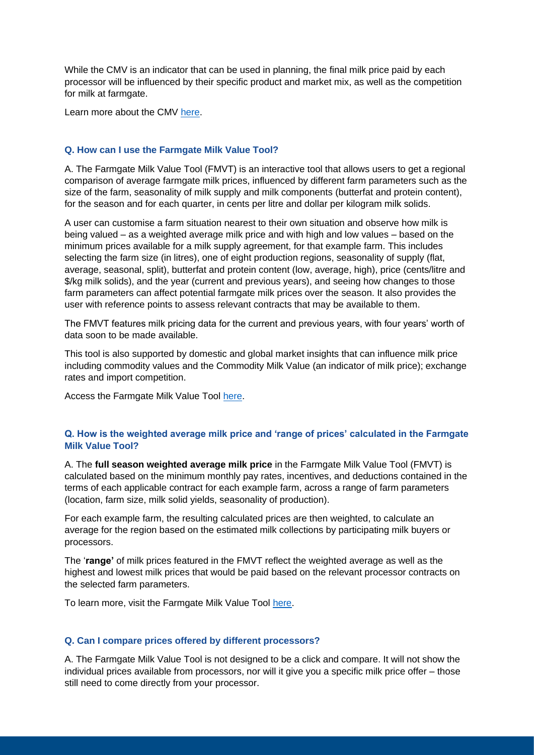While the CMV is an indicator that can be used in planning, the final milk price paid by each processor will be influenced by their specific product and market mix, as well as the competition for milk at farmgate.

Learn more about the CMV here.

### Q. How can I use the Farmgate Milk Value Tool?

A. The Farmgate Milk Value Tool (FMVT) is an interactive tool that allows users to get a regional comparison of average farmgate milk prices, influenced by different farm parameters such as the size of the farm, seasonality of milk supply and milk components (butterfat and protein content), for the season and for each quarter, in cents per litre and dollar per kilogram milk solids.

A user can customise a farm situation nearest to their own situation and observe how milk is being valued – as a weighted average milk price and with high and low values – based on the minimum prices available for a milk supply agreement, for that example farm. This includes selecting the farm size (in litres), one of eight production regions, seasonality of supply (flat, average, seasonal, split), butterfat and protein content (low, average, high), price (cents/litre and $/kg milk solids), and the year (current and previous years), and seeing how changes to those farm parameters can affect potential farmgate milk prices over the season. It also provides the user with reference points to assess relevant contracts that may be available to them.

The FMVT features milk pricing data for the current and previous years, with four years' worth of data soon to be made available.

This tool is also supported by domestic and global market insights that can influence milk price including commodity values and the Commodity Milk Value (an indicator of milk price); exchange rates and import competition.

Access the Farmgate Milk Value Tool here.

### Q. How is the weighted average milk price and 'range of prices' calculated in the Farmgate Milk Value Tool?

A. The **full season weighted average milk price** in the Farmgate Milk Value Tool (FMVT) is calculated based on the minimum monthly pay rates, incentives, and deductions contained in the terms of each applicable contract for each example farm, across a range of farm parameters (location, farm size, milk solid yields, seasonality of production).

For each example farm, the resulting calculated prices are then weighted, to calculate an average for the region based on the estimated milk collections by participating milk buyers or processors.

The '**range'** of milk prices featured in the FMVT reflect the weighted average as well as the highest and lowest milk prices that would be paid based on the relevant processor contracts on the selected farm parameters.

To learn more, visit the Farmgate Milk Value Tool here.

### Q. Can I compare prices offered by different processors?

A. The Farmgate Milk Value Tool is not designed to be a click and compare. It will not show the individual prices available from processors, nor will it give you a specific milk price offer – those still need to come directly from your processor.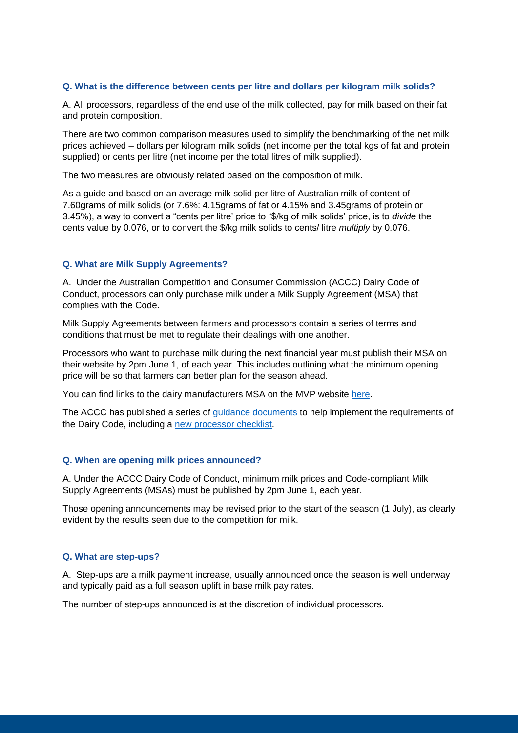**Q. What is the difference between cents per litre and dollars per kilogram milk solids?**

A. All processors, regardless of the end use of the milk collected, pay for milk based on their fat and protein composition.

There are two common comparison measures used to simplify the benchmarking of the net milk prices achieved – dollars per kilogram milk solids (net income per the total kgs of fat and protein supplied) or cents per litre (net income per the total litres of milk supplied).

The two measures are obviously related based on the composition of milk.

As a guide and based on an average milk solid per litre of Australian milk of content of 7.60grams of milk solids (or 7.6%: 4.15grams of fat or 4.15% and 3.45grams of protein or 3.45%), a way to convert a "cents per litre' price to "$/kg of milk solids' price, is to *divide* the cents value by 0.076, or to convert the $/kg milk solids to cents/ litre *multiply* by 0.076.

**Q. What are Milk Supply Agreements?**

A. Under the Australian Competition and Consumer Commission (ACCC) Dairy Code of Conduct, processors can only purchase milk under a Milk Supply Agreement (MSA) that complies with the Code.

Milk Supply Agreements between farmers and processors contain a series of terms and conditions that must be met to regulate their dealings with one another.

Processors who want to purchase milk during the next financial year must publish their MSA on their website by 2pm June 1, of each year. This includes outlining what the minimum opening price will be so that farmers can better plan for the season ahead.

You can find links to the dairy manufacturers MSA on the MVP website here.

The ACCC has published a series of guidance documents to help implement the requirements of the Dairy Code, including a new processor checklist.

**Q. When are opening milk prices announced?**

A. Under the ACCC Dairy Code of Conduct, minimum milk prices and Code-compliant Milk Supply Agreements (MSAs) must be published by 2pm June 1, each year.

Those opening announcements may be revised prior to the start of the season (1 July), as clearly evident by the results seen due to the competition for milk.

**Q. What are step-ups?**

A. Step-ups are a milk payment increase, usually announced once the season is well underway and typically paid as a full season uplift in base milk pay rates.

The number of step-ups announced is at the discretion of individual processors.